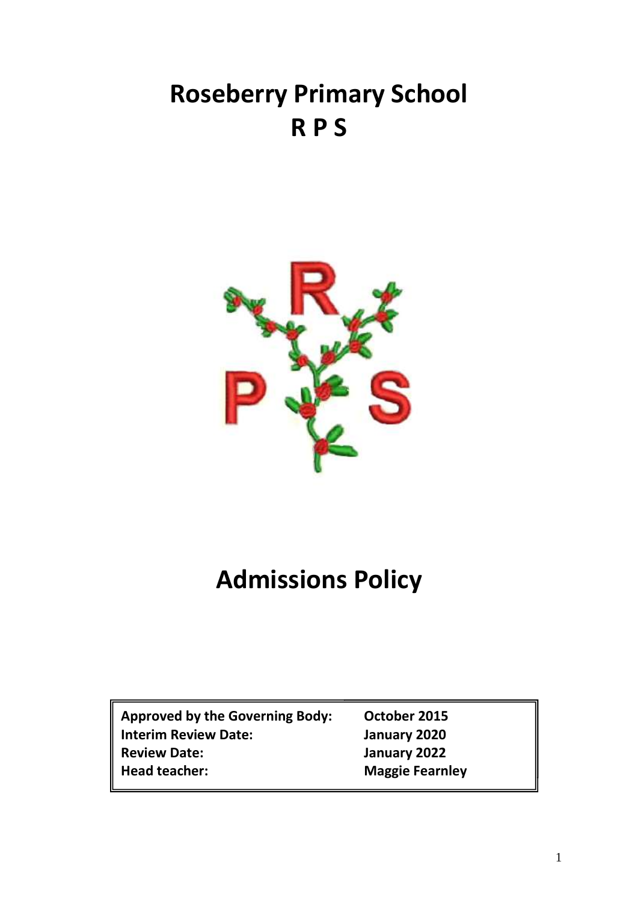# Roseberry Primary School
# R P S

# Admissions Policy

| | |
|---|---|
| **Approved by the Governing Body:** | **October 2015** |
| **Interim Review Date:** | **January 2020** |
| **Review Date:** | **January 2022** |
| **Head teacher:** | **Maggie Fearnley** |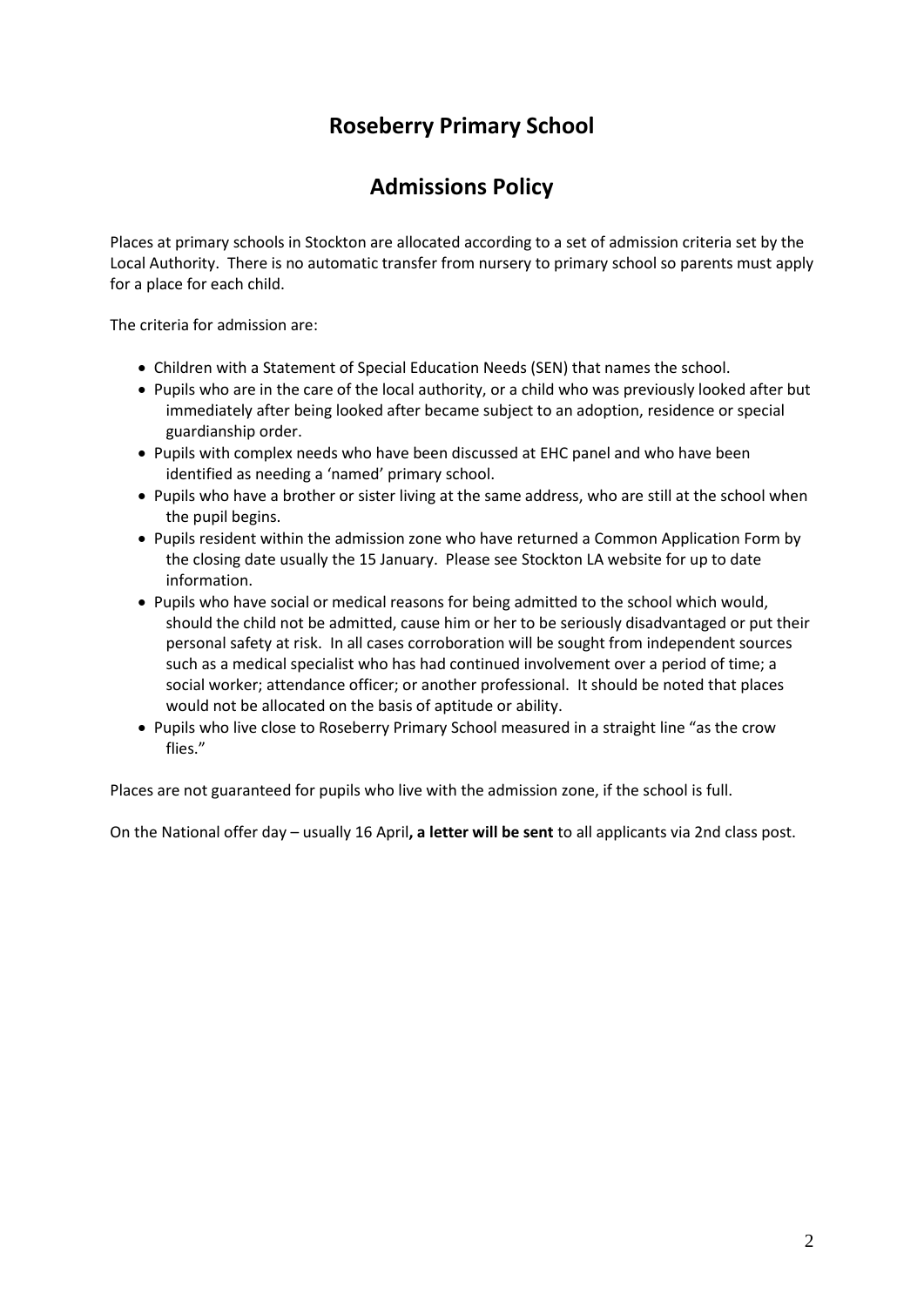# Roseberry Primary School

# Admissions Policy

Places at primary schools in Stockton are allocated according to a set of admission criteria set by the Local Authority. There is no automatic transfer from nursery to primary school so parents must apply for a place for each child.

The criteria for admission are:

- Children with a Statement of Special Education Needs (SEN) that names the school.
- Pupils who are in the care of the local authority, or a child who was previously looked after but immediately after being looked after became subject to an adoption, residence or special guardianship order.
- Pupils with complex needs who have been discussed at EHC panel and who have been identified as needing a 'named' primary school.
- Pupils who have a brother or sister living at the same address, who are still at the school when the pupil begins.
- Pupils resident within the admission zone who have returned a Common Application Form by the closing date usually the 15 January. Please see Stockton LA website for up to date information.
- Pupils who have social or medical reasons for being admitted to the school which would, should the child not be admitted, cause him or her to be seriously disadvantaged or put their personal safety at risk. In all cases corroboration will be sought from independent sources such as a medical specialist who has had continued involvement over a period of time; a social worker; attendance officer; or another professional. It should be noted that places would not be allocated on the basis of aptitude or ability.
- Pupils who live close to Roseberry Primary School measured in a straight line "as the crow flies."

Places are not guaranteed for pupils who live with the admission zone, if the school is full.

On the National offer day – usually 16 April**, a letter will be sent** to all applicants via 2nd class post.